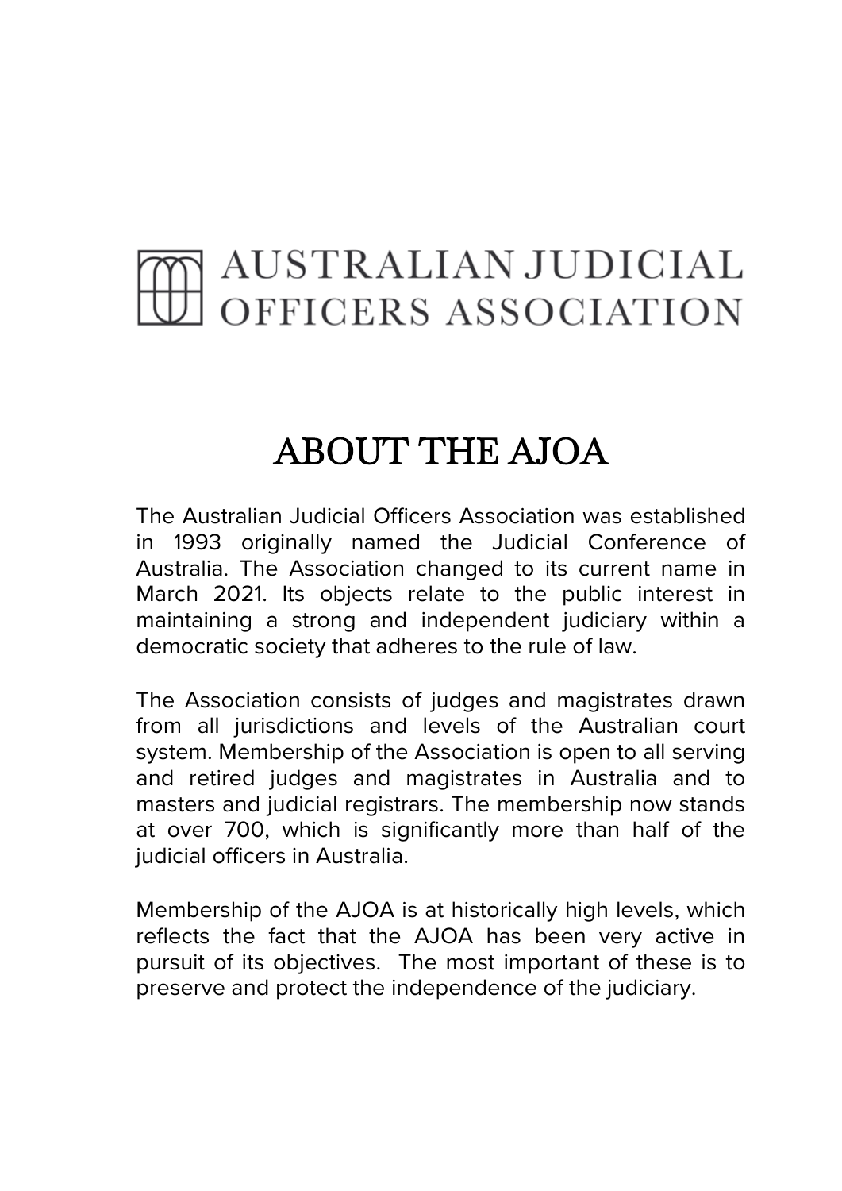AUSTRALIAN JUDICIAL OFFICERS ASSOCIATION

# ABOUT THE AJOA

The Australian Judicial Officers Association was established in 1993 originally named the Judicial Conference of Australia. The Association changed to its current name in March 2021. Its objects relate to the public interest in maintaining a strong and independent judiciary within a democratic society that adheres to the rule of law.

The Association consists of judges and magistrates drawn from all jurisdictions and levels of the Australian court system. Membership of the Association is open to all serving and retired judges and magistrates in Australia and to masters and judicial registrars. The membership now stands at over 700, which is significantly more than half of the judicial officers in Australia.

Membership of the AJOA is at historically high levels, which reflects the fact that the AJOA has been very active in pursuit of its objectives. The most important of these is to preserve and protect the independence of the judiciary.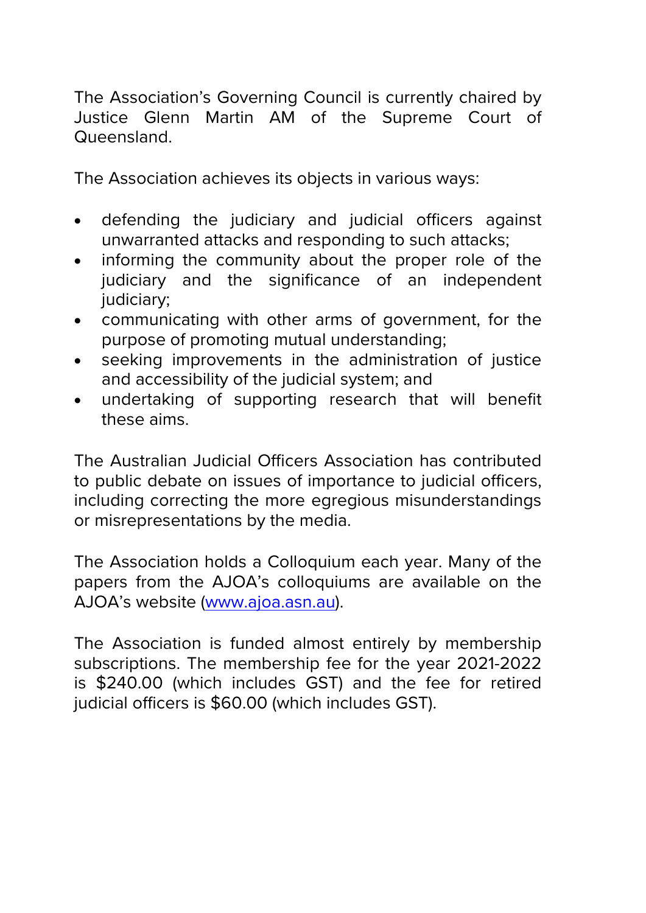The Association's Governing Council is currently chaired by Justice Glenn Martin AM of the Supreme Court of Queensland.

The Association achieves its objects in various ways:

- defending the judiciary and judicial officers against unwarranted attacks and responding to such attacks;
- informing the community about the proper role of the judiciary and the significance of an independent judiciary;
- communicating with other arms of government, for the purpose of promoting mutual understanding;
- seeking improvements in the administration of justice and accessibility of the judicial system; and
- undertaking of supporting research that will benefit these aims.

The Australian Judicial Officers Association has contributed to public debate on issues of importance to judicial officers, including correcting the more egregious misunderstandings or misrepresentations by the media.

The Association holds a Colloquium each year. Many of the papers from the AJOA's colloquiums are available on the AJOA's website ([www.ajoa.asn.au](www.ajoa.asn.au)).

The Association is funded almost entirely by membership subscriptions. The membership fee for the year 2021-2022 is $240.00 (which includes GST) and the fee for retired judicial officers is $60.00 (which includes GST).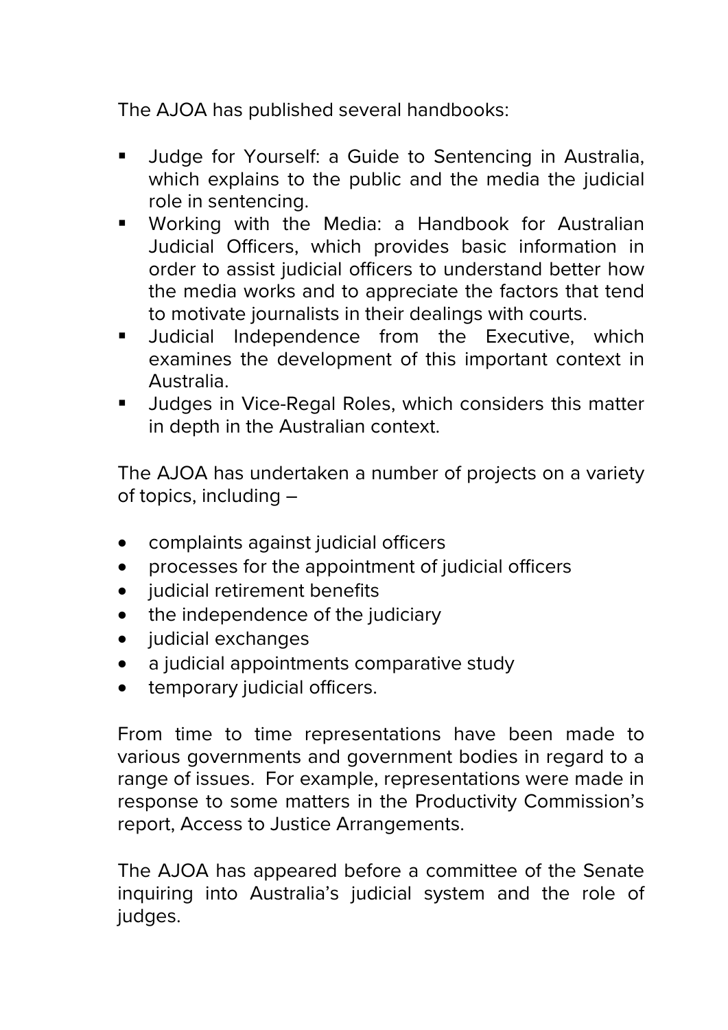The AJOA has published several handbooks:

- Judge for Yourself: a Guide to Sentencing in Australia, which explains to the public and the media the judicial role in sentencing.
- Working with the Media: a Handbook for Australian Judicial Officers, which provides basic information in order to assist judicial officers to understand better how the media works and to appreciate the factors that tend to motivate journalists in their dealings with courts.
- Judicial Independence from the Executive, which examines the development of this important context in Australia.
- Judges in Vice-Regal Roles, which considers this matter in depth in the Australian context.

The AJOA has undertaken a number of projects on a variety of topics, including –

- complaints against judicial officers
- processes for the appointment of judicial officers
- judicial retirement benefits
- the independence of the judiciary
- judicial exchanges
- a judicial appointments comparative study
- temporary judicial officers.

From time to time representations have been made to various governments and government bodies in regard to a range of issues. For example, representations were made in response to some matters in the Productivity Commission's report, Access to Justice Arrangements.

The AJOA has appeared before a committee of the Senate inquiring into Australia's judicial system and the role of judges.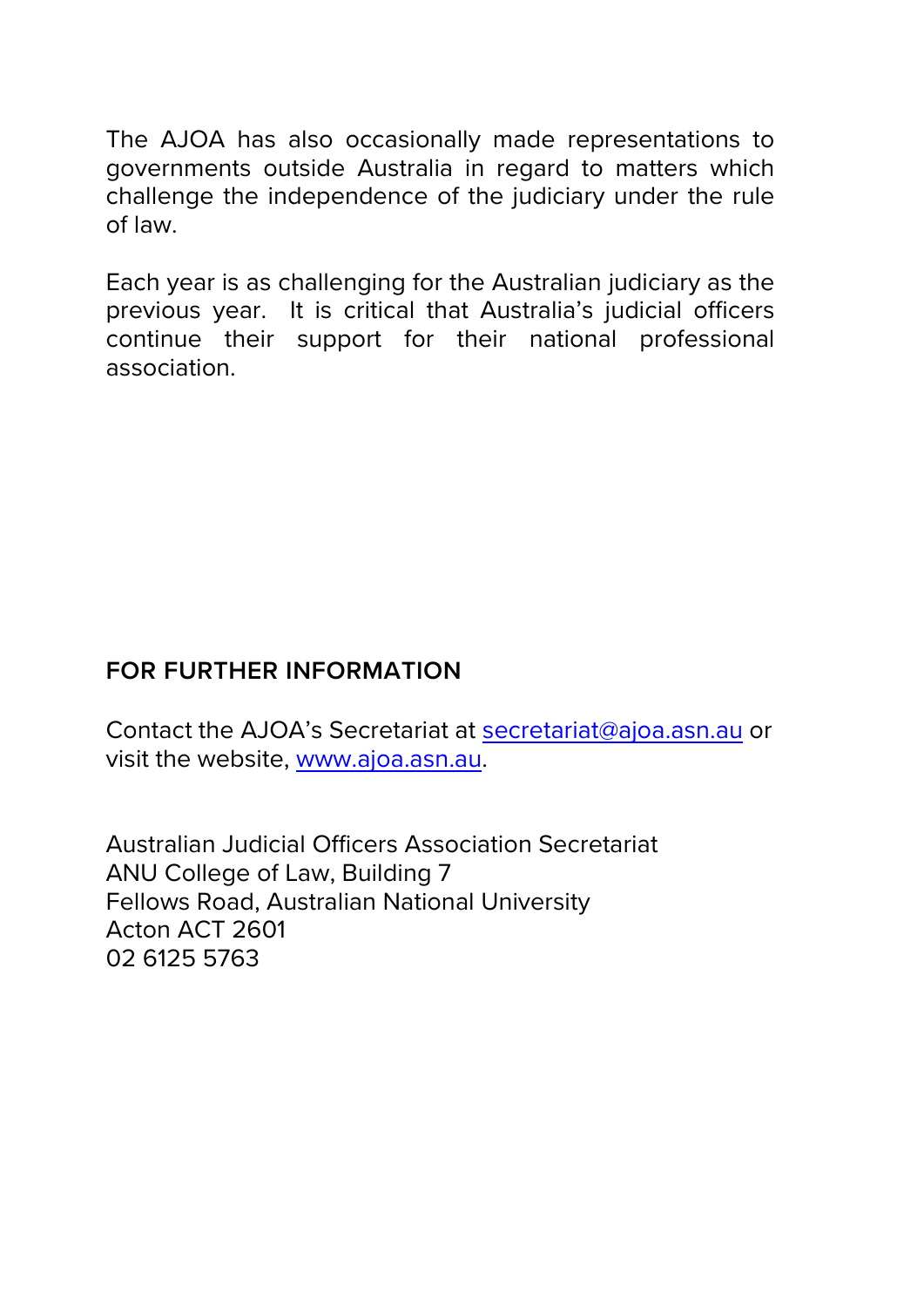The AJOA has also occasionally made representations to governments outside Australia in regard to matters which challenge the independence of the judiciary under the rule of law.

Each year is as challenging for the Australian judiciary as the previous year. It is critical that Australia's judicial officers continue their support for their national professional association.

## FOR FURTHER INFORMATION

Contact the AJOA's Secretariat at [secretariat@ajoa.asn.au](mailto:secretariat@ajoa.asn.au) or visit the website, [www.ajoa.asn.au](http://www.ajoa.asn.au).

Australian Judicial Officers Association Secretariat
ANU College of Law, Building 7
Fellows Road, Australian National University
Acton ACT 2601
02 6125 5763